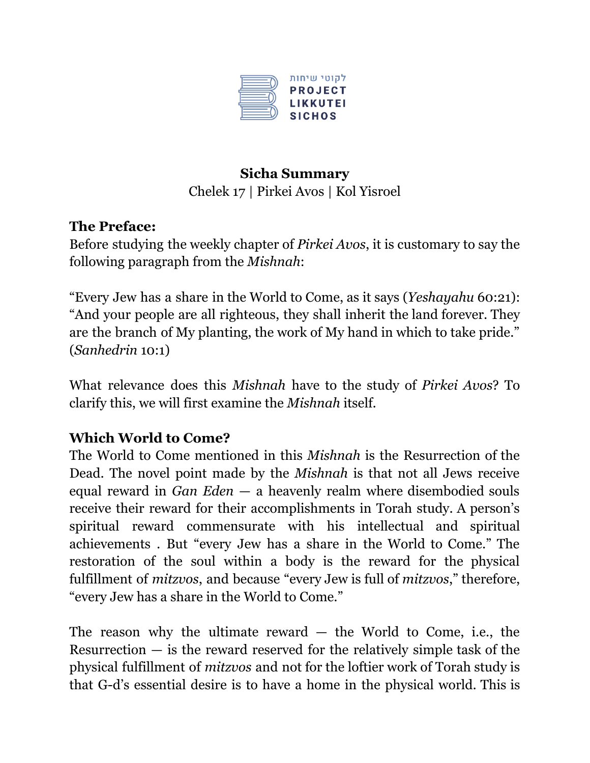לקוטי שיחות
PROJECT
LIKKUTEI
SICHOS

**Sicha Summary**

Chelek 17 | Pirkei Avos | Kol Yisroel

**The Preface:**

Before studying the weekly chapter of *Pirkei Avos*, it is customary to say the following paragraph from the *Mishnah*:

"Every Jew has a share in the World to Come, as it says (*Yeshayahu* 60:21): "And your people are all righteous, they shall inherit the land forever. They are the branch of My planting, the work of My hand in which to take pride." (*Sanhedrin* 10:1)

What relevance does this *Mishnah* have to the study of *Pirkei Avos*? To clarify this, we will first examine the *Mishnah* itself.

**Which World to Come?**

The World to Come mentioned in this *Mishnah* is the Resurrection of the Dead. The novel point made by the *Mishnah* is that not all Jews receive equal reward in *Gan Eden* — a heavenly realm where disembodied souls receive their reward for their accomplishments in Torah study. A person's spiritual reward commensurate with his intellectual and spiritual achievements . But "every Jew has a share in the World to Come." The restoration of the soul within a body is the reward for the physical fulfillment of *mitzvos*, and because "every Jew is full of *mitzvos*," therefore, "every Jew has a share in the World to Come."

The reason why the ultimate reward — the World to Come, i.e., the Resurrection — is the reward reserved for the relatively simple task of the physical fulfillment of *mitzvos* and not for the loftier work of Torah study is that G-d's essential desire is to have a home in the physical world. This is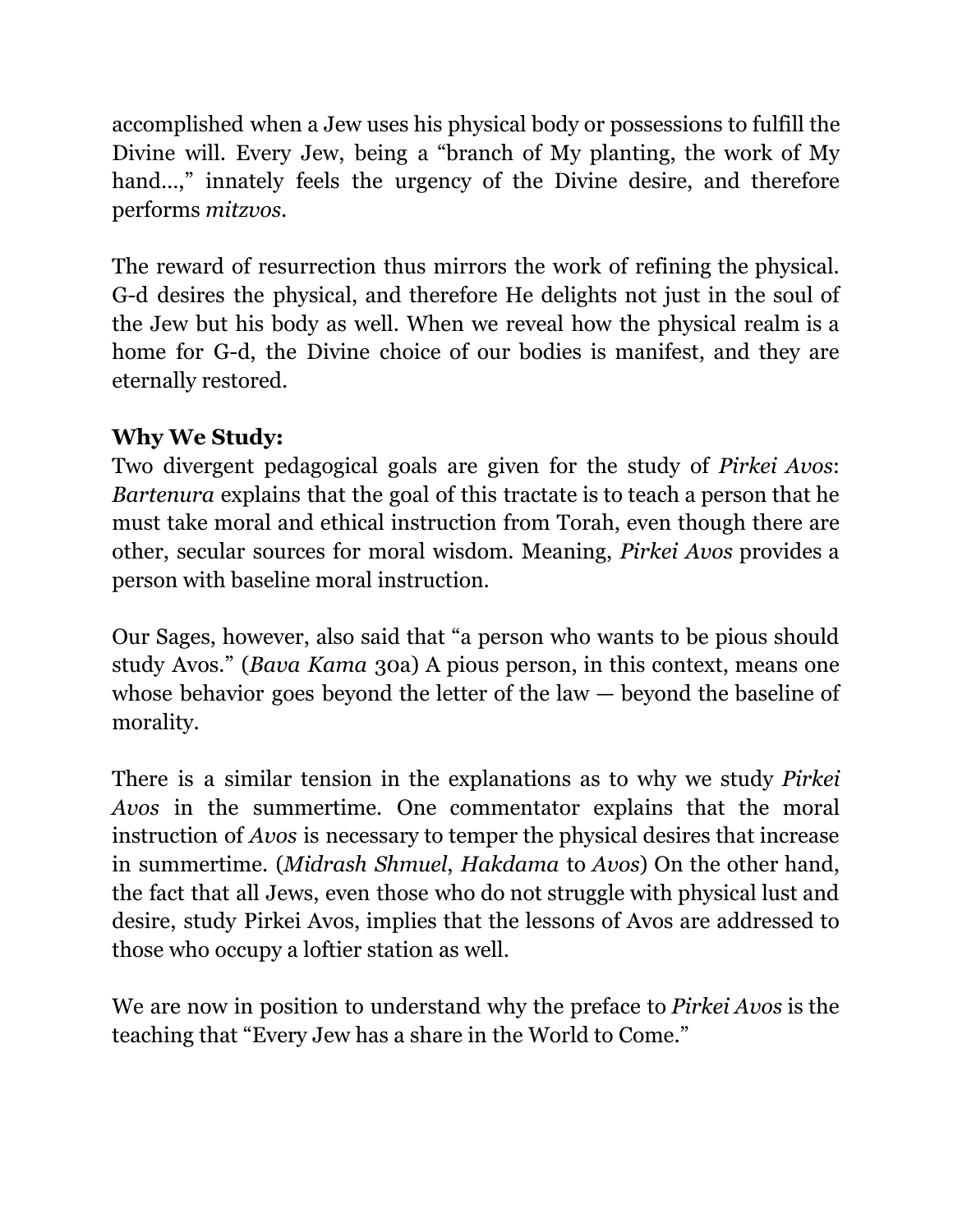accomplished when a Jew uses his physical body or possessions to fulfill the Divine will. Every Jew, being a "branch of My planting, the work of My hand...," innately feels the urgency of the Divine desire, and therefore performs *mitzvos*.

The reward of resurrection thus mirrors the work of refining the physical. G-d desires the physical, and therefore He delights not just in the soul of the Jew but his body as well. When we reveal how the physical realm is a home for G-d, the Divine choice of our bodies is manifest, and they are eternally restored.

**Why We Study:**
Two divergent pedagogical goals are given for the study of *Pirkei Avos*: *Bartenura* explains that the goal of this tractate is to teach a person that he must take moral and ethical instruction from Torah, even though there are other, secular sources for moral wisdom. Meaning, *Pirkei Avos* provides a person with baseline moral instruction.

Our Sages, however, also said that "a person who wants to be pious should study Avos." (*Bava Kama* 30a) A pious person, in this context, means one whose behavior goes beyond the letter of the law — beyond the baseline of morality.

There is a similar tension in the explanations as to why we study *Pirkei Avos* in the summertime. One commentator explains that the moral instruction of *Avos* is necessary to temper the physical desires that increase in summertime. (*Midrash Shmuel*, *Hakdama* to *Avos*) On the other hand, the fact that all Jews, even those who do not struggle with physical lust and desire, study Pirkei Avos, implies that the lessons of Avos are addressed to those who occupy a loftier station as well.

We are now in position to understand why the preface to *Pirkei Avos* is the teaching that "Every Jew has a share in the World to Come."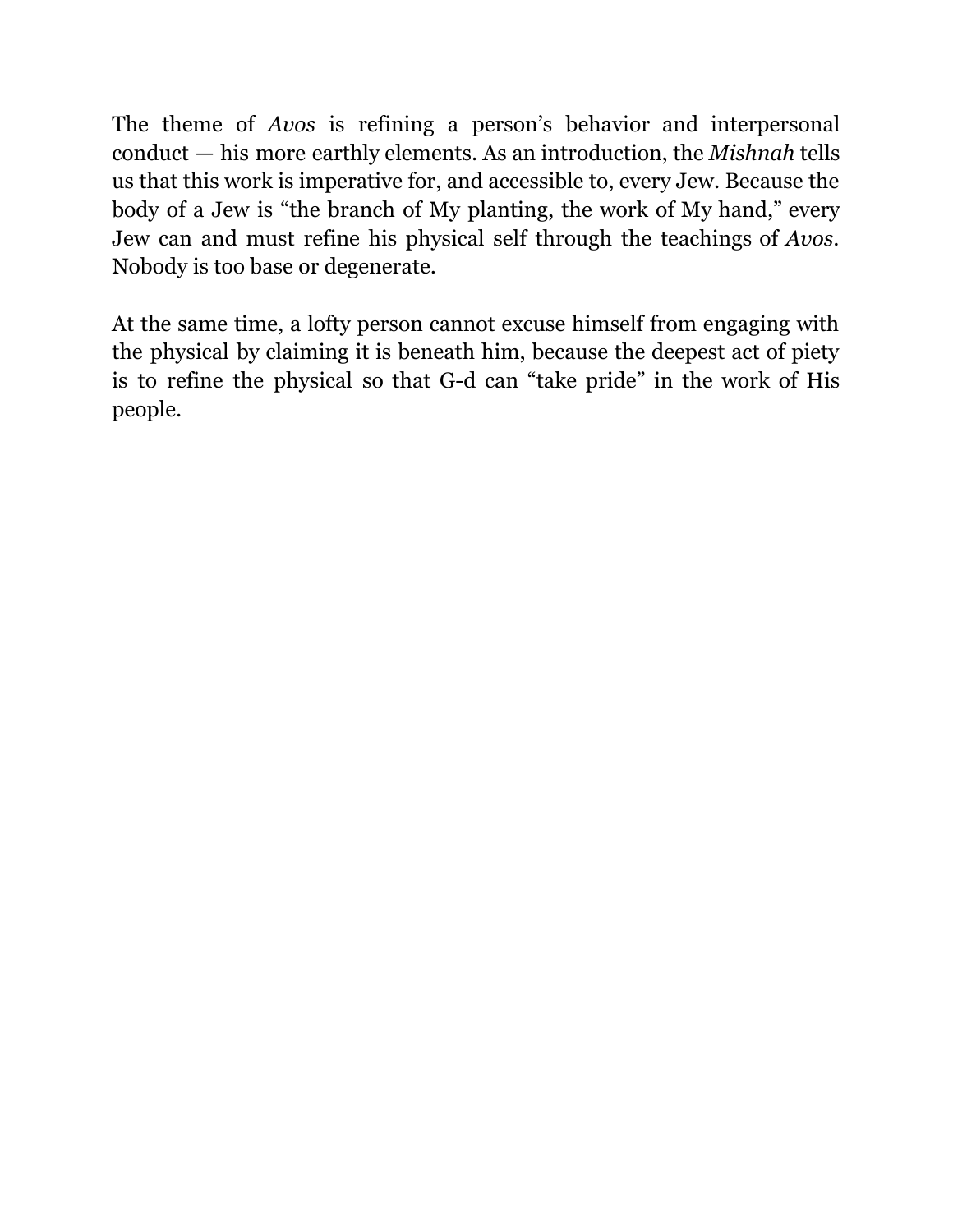The theme of *Avos* is refining a person's behavior and interpersonal conduct — his more earthly elements. As an introduction, the *Mishnah* tells us that this work is imperative for, and accessible to, every Jew. Because the body of a Jew is "the branch of My planting, the work of My hand," every Jew can and must refine his physical self through the teachings of *Avos*. Nobody is too base or degenerate.

At the same time, a lofty person cannot excuse himself from engaging with the physical by claiming it is beneath him, because the deepest act of piety is to refine the physical so that G-d can "take pride" in the work of His people.